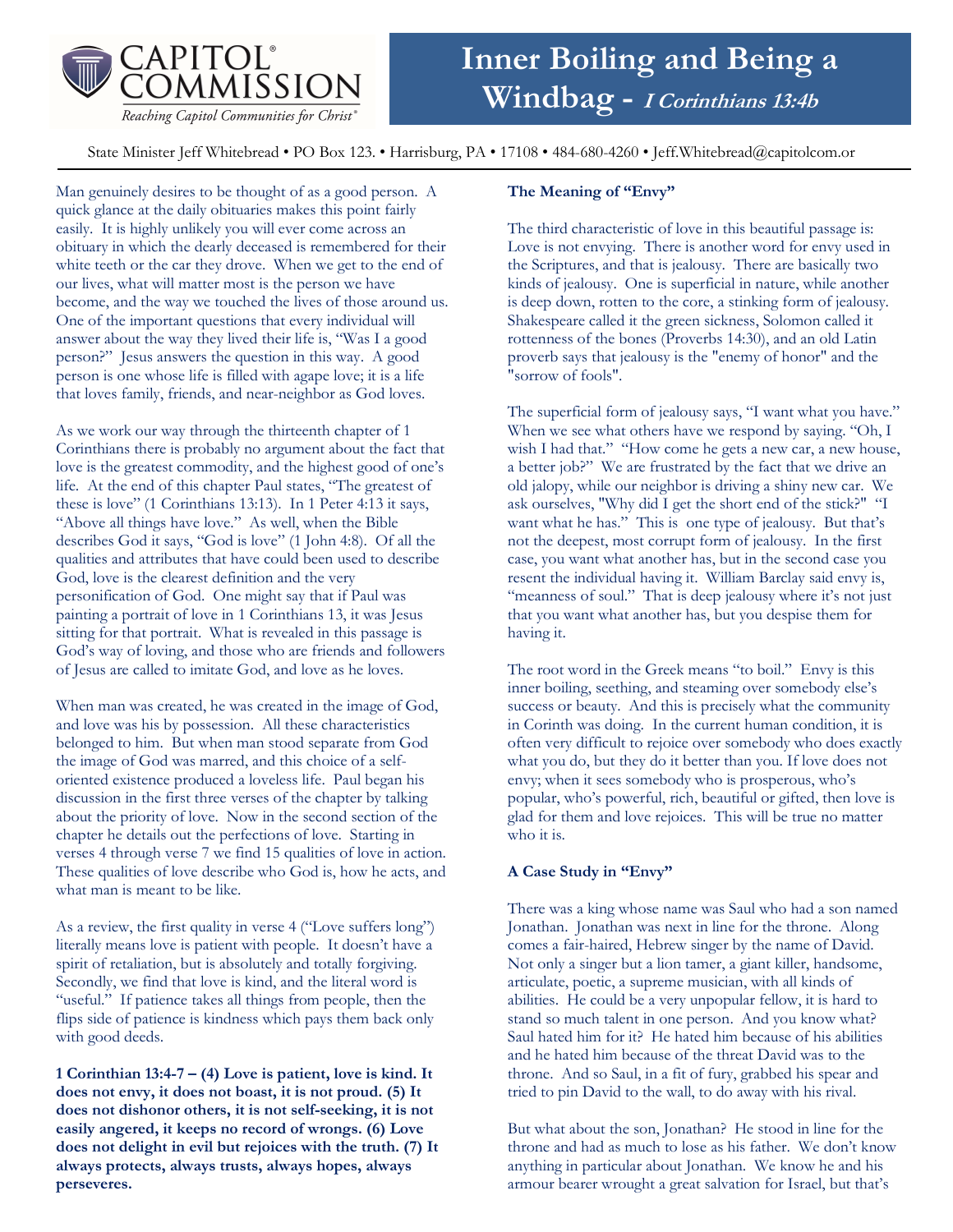CAPITOL® COMMISSION

*Reaching Capitol Communities for Christ®*

# Inner Boiling and Being a Windbag - *I Corinthians 13:4b*

State Minister Jeff Whitebread • PO Box 123. • Harrisburg, PA • 17108 • 484-680-4260 • Jeff.Whitebread@capitolcom.or

Man genuinely desires to be thought of as a good person. A quick glance at the daily obituaries makes this point fairly easily. It is highly unlikely you will ever come across an obituary in which the dearly deceased is remembered for their white teeth or the car they drove. When we get to the end of our lives, what will matter most is the person we have become, and the way we touched the lives of those around us. One of the important questions that every individual will answer about the way they lived their life is, "Was I a good person?" Jesus answers the question in this way. A good person is one whose life is filled with agape love; it is a life that loves family, friends, and near-neighbor as God loves.

As we work our way through the thirteenth chapter of 1 Corinthians there is probably no argument about the fact that love is the greatest commodity, and the highest good of one's life. At the end of this chapter Paul states, "The greatest of these is love" (1 Corinthians 13:13). In 1 Peter 4:13 it says, "Above all things have love." As well, when the Bible describes God it says, "God is love" (1 John 4:8). Of all the qualities and attributes that have could been used to describe God, love is the clearest definition and the very personification of God. One might say that if Paul was painting a portrait of love in 1 Corinthians 13, it was Jesus sitting for that portrait. What is revealed in this passage is God's way of loving, and those who are friends and followers of Jesus are called to imitate God, and love as he loves.

When man was created, he was created in the image of God, and love was his by possession. All these characteristics belonged to him. But when man stood separate from God the image of God was marred, and this choice of a self-oriented existence produced a loveless life. Paul began his discussion in the first three verses of the chapter by talking about the priority of love. Now in the second section of the chapter he details out the perfections of love. Starting in verses 4 through verse 7 we find 15 qualities of love in action. These qualities of love describe who God is, how he acts, and what man is meant to be like.

As a review, the first quality in verse 4 ("Love suffers long") literally means love is patient with people. It doesn't have a spirit of retaliation, but is absolutely and totally forgiving. Secondly, we find that love is kind, and the literal word is "useful." If patience takes all things from people, then the flips side of patience is kindness which pays them back only with good deeds.

**1 Corinthian 13:4-7 – (4) Love is patient, love is kind. It does not envy, it does not boast, it is not proud. (5) It does not dishonor others, it is not self-seeking, it is not easily angered, it keeps no record of wrongs. (6) Love does not delight in evil but rejoices with the truth. (7) It always protects, always trusts, always hopes, always perseveres.**

**The Meaning of "Envy"**

The third characteristic of love in this beautiful passage is: Love is not envying. There is another word for envy used in the Scriptures, and that is jealousy. There are basically two kinds of jealousy. One is superficial in nature, while another is deep down, rotten to the core, a stinking form of jealousy. Shakespeare called it the green sickness, Solomon called it rottenness of the bones (Proverbs 14:30), and an old Latin proverb says that jealousy is the "enemy of honor" and the "sorrow of fools".

The superficial form of jealousy says, "I want what you have." When we see what others have we respond by saying. "Oh, I wish I had that." "How come he gets a new car, a new house, a better job?" We are frustrated by the fact that we drive an old jalopy, while our neighbor is driving a shiny new car. We ask ourselves, "Why did I get the short end of the stick?" "I want what he has." This is one type of jealousy. But that's not the deepest, most corrupt form of jealousy. In the first case, you want what another has, but in the second case you resent the individual having it. William Barclay said envy is, "meanness of soul." That is deep jealousy where it's not just that you want what another has, but you despise them for having it.

The root word in the Greek means "to boil." Envy is this inner boiling, seething, and steaming over somebody else's success or beauty. And this is precisely what the community in Corinth was doing. In the current human condition, it is often very difficult to rejoice over somebody who does exactly what you do, but they do it better than you. If love does not envy; when it sees somebody who is prosperous, who's popular, who's powerful, rich, beautiful or gifted, then love is glad for them and love rejoices. This will be true no matter who it is.

**A Case Study in "Envy"**

There was a king whose name was Saul who had a son named Jonathan. Jonathan was next in line for the throne. Along comes a fair-haired, Hebrew singer by the name of David. Not only a singer but a lion tamer, a giant killer, handsome, articulate, poetic, a supreme musician, with all kinds of abilities. He could be a very unpopular fellow, it is hard to stand so much talent in one person. And you know what? Saul hated him for it? He hated him because of his abilities and he hated him because of the threat David was to the throne. And so Saul, in a fit of fury, grabbed his spear and tried to pin David to the wall, to do away with his rival.

But what about the son, Jonathan? He stood in line for the throne and had as much to lose as his father. We don't know anything in particular about Jonathan. We know he and his armour bearer wrought a great salvation for Israel, but that's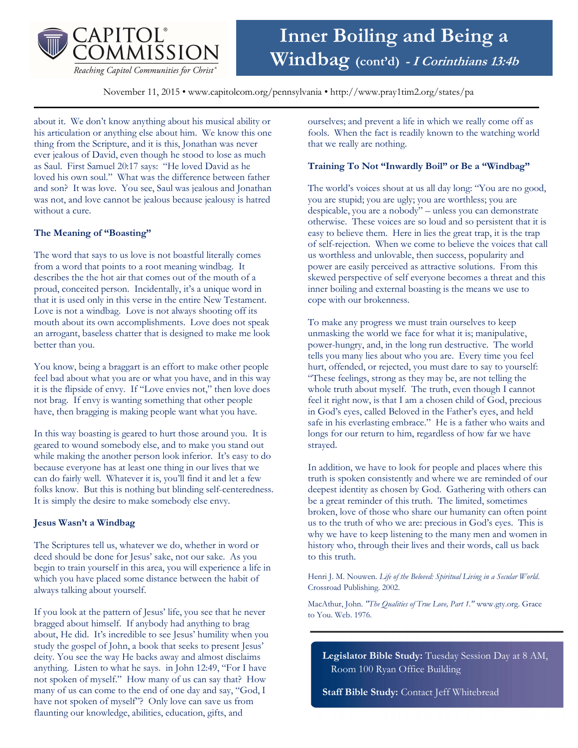# Inner Boiling and Being a Windbag (cont'd) - *I Corinthians 13:4b*

November 11, 2015 • www.capitolcom.org/pennsylvania • http://www.pray1tim2.org/states/pa

about it. We don't know anything about his musical ability or his articulation or anything else about him. We know this one thing from the Scripture, and it is this, Jonathan was never ever jealous of David, even though he stood to lose as much as Saul. First Samuel 20:17 says: "He loved David as he loved his own soul." What was the difference between father and son? It was love. You see, Saul was jealous and Jonathan was not, and love cannot be jealous because jealousy is hatred without a cure.

### The Meaning of "Boasting"

The word that says to us love is not boastful literally comes from a word that points to a root meaning windbag. It describes the the hot air that comes out of the mouth of a proud, conceited person. Incidentally, it's a unique word in that it is used only in this verse in the entire New Testament. Love is not a windbag. Love is not always shooting off its mouth about its own accomplishments. Love does not speak an arrogant, baseless chatter that is designed to make me look better than you.

You know, being a braggart is an effort to make other people feel bad about what you are or what you have, and in this way it is the flipside of envy. If "Love envies not," then love does not brag. If envy is wanting something that other people have, then bragging is making people want what you have.

In this way boasting is geared to hurt those around you. It is geared to wound somebody else, and to make you stand out while making the another person look inferior. It's easy to do because everyone has at least one thing in our lives that we can do fairly well. Whatever it is, you'll find it and let a few folks know. But this is nothing but blinding self-centeredness. It is simply the desire to make somebody else envy.

### Jesus Wasn't a Windbag

The Scriptures tell us, whatever we do, whether in word or deed should be done for Jesus' sake, not our sake. As you begin to train yourself in this area, you will experience a life in which you have placed some distance between the habit of always talking about yourself.

If you look at the pattern of Jesus' life, you see that he never bragged about himself. If anybody had anything to brag about, He did. It's incredible to see Jesus' humility when you study the gospel of John, a book that seeks to present Jesus' deity. You see the way He backs away and almost disclaims anything. Listen to what he says. in John 12:49, "For I have not spoken of myself." How many of us can say that? How many of us can come to the end of one day and say, "God, I have not spoken of myself"? Only love can save us from flaunting our knowledge, abilities, education, gifts, and ourselves; and prevent a life in which we really come off as fools. When the fact is readily known to the watching world that we really are nothing.

### Training To Not "Inwardly Boil" or Be a "Windbag"

The world's voices shout at us all day long: "You are no good, you are stupid; you are ugly; you are worthless; you are despicable, you are a nobody" – unless you can demonstrate otherwise. These voices are so loud and so persistent that it is easy to believe them. Here in lies the great trap, it is the trap of self-rejection. When we come to believe the voices that call us worthless and unlovable, then success, popularity and power are easily perceived as attractive solutions. From this skewed perspective of self everyone becomes a threat and this inner boiling and external boasting is the means we use to cope with our brokenness.

To make any progress we must train ourselves to keep unmasking the world we face for what it is; manipulative, power-hungry, and, in the long run destructive. The world tells you many lies about who you are. Every time you feel hurt, offended, or rejected, you must dare to say to yourself: "These feelings, strong as they may be, are not telling the whole truth about myself. The truth, even though I cannot feel it right now, is that I am a chosen child of God, precious in God's eyes, called Beloved in the Father's eyes, and held safe in his everlasting embrace." He is a father who waits and longs for our return to him, regardless of how far we have strayed.

In addition, we have to look for people and places where this truth is spoken consistently and where we are reminded of our deepest identity as chosen by God. Gathering with others can be a great reminder of this truth. The limited, sometimes broken, love of those who share our humanity can often point us to the truth of who we are: precious in God's eyes. This is why we have to keep listening to the many men and women in history who, through their lives and their words, call us back to this truth.

Henri J. M. Nouwen. *Life of the Beloved: Spiritual Living in a Secular World*. Crossroad Publishing. 2002.

MacArthur, John. *"The Qualities of True Love, Part 1."* www.gty.org. Grace to You. Web. 1976.

**Legislator Bible Study:** Tuesday Session Day at 8 AM, Room 100 Ryan Office Building

**Staff Bible Study:** Contact Jeff Whitebread